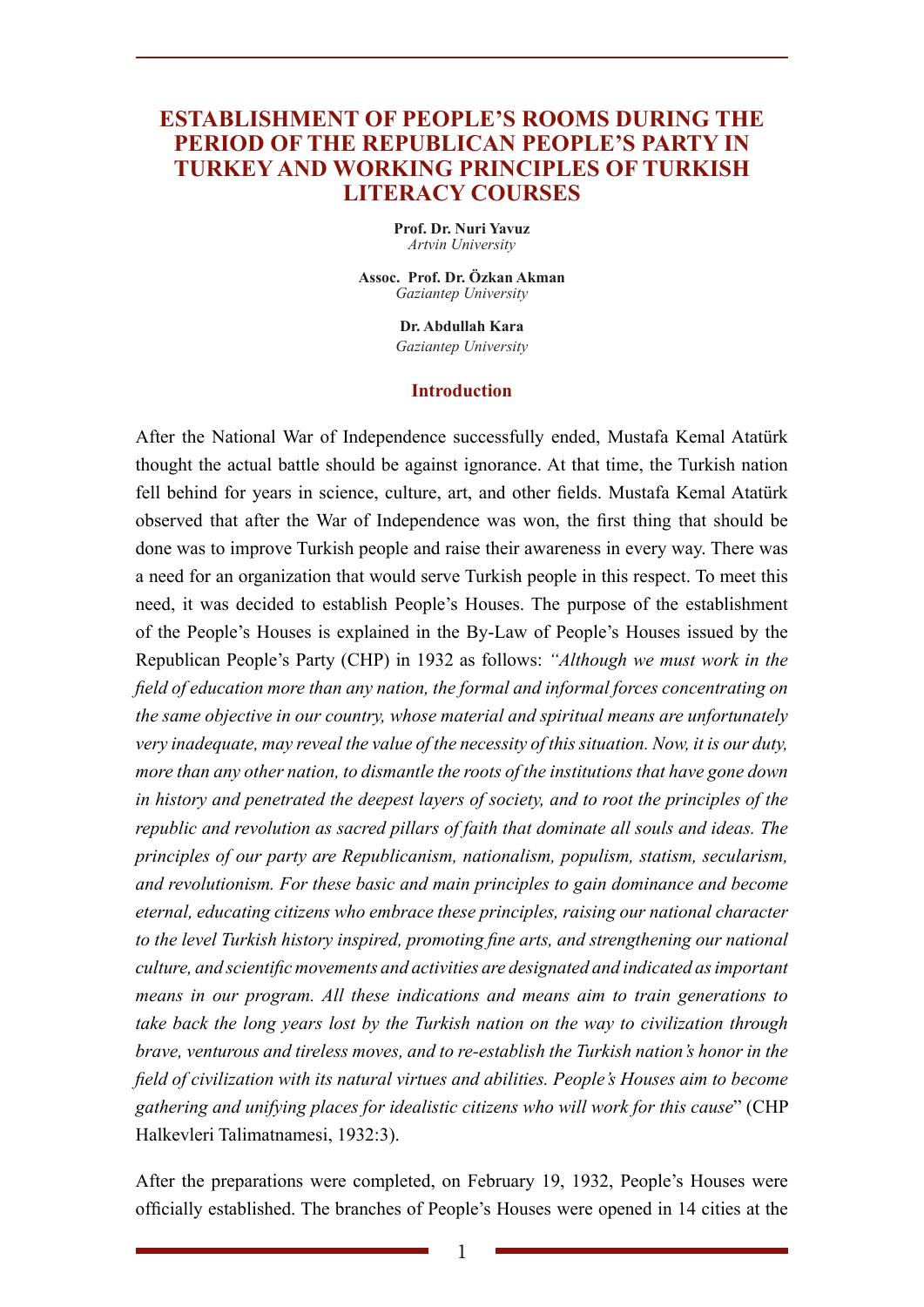# ESTABLISHMENT OF PEOPLE'S ROOMS DURING THE PERIOD OF THE REPUBLICAN PEOPLE'S PARTY IN TURKEY AND WORKING PRINCIPLES OF TURKISH LITERACY COURSES

**Prof. Dr. Nuri Yavuz**
*Artvin University*

**Assoc. Prof. Dr. Özkan Akman**
*Gaziantep University*

**Dr. Abdullah Kara**
*Gaziantep University*

## Introduction

After the National War of Independence successfully ended, Mustafa Kemal Atatürk thought the actual battle should be against ignorance. At that time, the Turkish nation fell behind for years in science, culture, art, and other fields. Mustafa Kemal Atatürk observed that after the War of Independence was won, the first thing that should be done was to improve Turkish people and raise their awareness in every way. There was a need for an organization that would serve Turkish people in this respect. To meet this need, it was decided to establish People's Houses. The purpose of the establishment of the People's Houses is explained in the By-Law of People's Houses issued by the Republican People's Party (CHP) in 1932 as follows: *"Although we must work in the field of education more than any nation, the formal and informal forces concentrating on the same objective in our country, whose material and spiritual means are unfortunately very inadequate, may reveal the value of the necessity of this situation. Now, it is our duty, more than any other nation, to dismantle the roots of the institutions that have gone down in history and penetrated the deepest layers of society, and to root the principles of the republic and revolution as sacred pillars of faith that dominate all souls and ideas. The principles of our party are Republicanism, nationalism, populism, statism, secularism, and revolutionism. For these basic and main principles to gain dominance and become eternal, educating citizens who embrace these principles, raising our national character to the level Turkish history inspired, promoting fine arts, and strengthening our national culture, and scientific movements and activities are designated and indicated as important means in our program. All these indications and means aim to train generations to take back the long years lost by the Turkish nation on the way to civilization through brave, venturous and tireless moves, and to re-establish the Turkish nation's honor in the field of civilization with its natural virtues and abilities. People's Houses aim to become gathering and unifying places for idealistic citizens who will work for this cause*" (CHP Halkevleri Talimatnamesi, 1932:3).

After the preparations were completed, on February 19, 1932, People's Houses were officially established. The branches of People's Houses were opened in 14 cities at the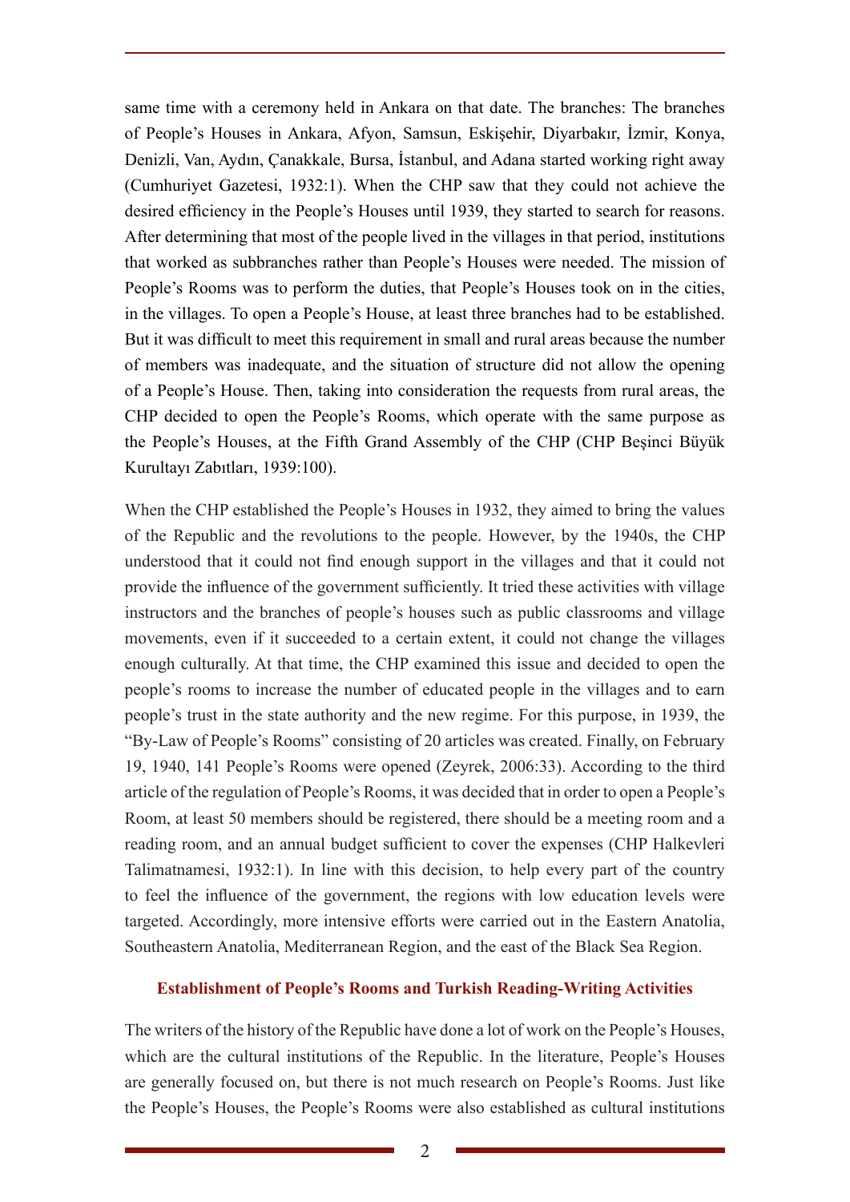same time with a ceremony held in Ankara on that date. The branches: The branches of People's Houses in Ankara, Afyon, Samsun, Eskişehir, Diyarbakır, İzmir, Konya, Denizli, Van, Aydın, Çanakkale, Bursa, İstanbul, and Adana started working right away (Cumhuriyet Gazetesi, 1932:1). When the CHP saw that they could not achieve the desired efficiency in the People's Houses until 1939, they started to search for reasons. After determining that most of the people lived in the villages in that period, institutions that worked as subbranches rather than People's Houses were needed. The mission of People's Rooms was to perform the duties, that People's Houses took on in the cities, in the villages. To open a People's House, at least three branches had to be established. But it was difficult to meet this requirement in small and rural areas because the number of members was inadequate, and the situation of structure did not allow the opening of a People's House. Then, taking into consideration the requests from rural areas, the CHP decided to open the People's Rooms, which operate with the same purpose as the People's Houses, at the Fifth Grand Assembly of the CHP (CHP Beşinci Büyük Kurultayı Zabıtları, 1939:100).

When the CHP established the People's Houses in 1932, they aimed to bring the values of the Republic and the revolutions to the people. However, by the 1940s, the CHP understood that it could not find enough support in the villages and that it could not provide the influence of the government sufficiently. It tried these activities with village instructors and the branches of people's houses such as public classrooms and village movements, even if it succeeded to a certain extent, it could not change the villages enough culturally. At that time, the CHP examined this issue and decided to open the people's rooms to increase the number of educated people in the villages and to earn people's trust in the state authority and the new regime. For this purpose, in 1939, the "By-Law of People's Rooms" consisting of 20 articles was created. Finally, on February 19, 1940, 141 People's Rooms were opened (Zeyrek, 2006:33). According to the third article of the regulation of People's Rooms, it was decided that in order to open a People's Room, at least 50 members should be registered, there should be a meeting room and a reading room, and an annual budget sufficient to cover the expenses (CHP Halkevleri Talimatnamesi, 1932:1). In line with this decision, to help every part of the country to feel the influence of the government, the regions with low education levels were targeted. Accordingly, more intensive efforts were carried out in the Eastern Anatolia, Southeastern Anatolia, Mediterranean Region, and the east of the Black Sea Region.

### Establishment of People's Rooms and Turkish Reading-Writing Activities

The writers of the history of the Republic have done a lot of work on the People's Houses, which are the cultural institutions of the Republic. In the literature, People's Houses are generally focused on, but there is not much research on People's Rooms. Just like the People's Houses, the People's Rooms were also established as cultural institutions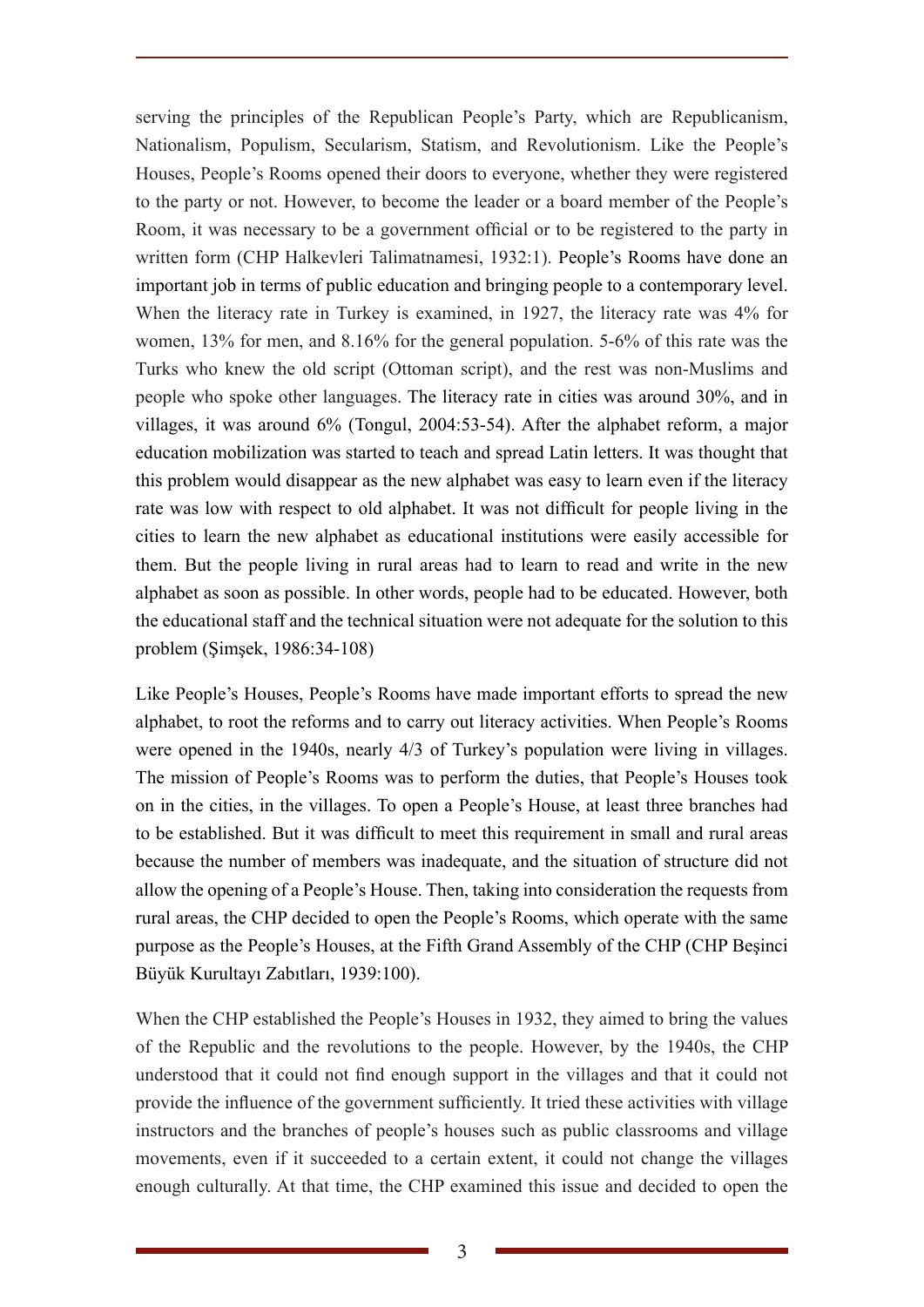serving the principles of the Republican People's Party, which are Republicanism, Nationalism, Populism, Secularism, Statism, and Revolutionism. Like the People's Houses, People's Rooms opened their doors to everyone, whether they were registered to the party or not. However, to become the leader or a board member of the People's Room, it was necessary to be a government official or to be registered to the party in written form (CHP Halkevleri Talimatnamesi, 1932:1). People's Rooms have done an important job in terms of public education and bringing people to a contemporary level. When the literacy rate in Turkey is examined, in 1927, the literacy rate was 4% for women, 13% for men, and 8.16% for the general population. 5-6% of this rate was the Turks who knew the old script (Ottoman script), and the rest was non-Muslims and people who spoke other languages. The literacy rate in cities was around 30%, and in villages, it was around 6% (Tongul, 2004:53-54). After the alphabet reform, a major education mobilization was started to teach and spread Latin letters. It was thought that this problem would disappear as the new alphabet was easy to learn even if the literacy rate was low with respect to old alphabet. It was not difficult for people living in the cities to learn the new alphabet as educational institutions were easily accessible for them. But the people living in rural areas had to learn to read and write in the new alphabet as soon as possible. In other words, people had to be educated. However, both the educational staff and the technical situation were not adequate for the solution to this problem (Şimşek, 1986:34-108)

Like People's Houses, People's Rooms have made important efforts to spread the new alphabet, to root the reforms and to carry out literacy activities. When People's Rooms were opened in the 1940s, nearly 4/3 of Turkey's population were living in villages. The mission of People's Rooms was to perform the duties, that People's Houses took on in the cities, in the villages. To open a People's House, at least three branches had to be established. But it was difficult to meet this requirement in small and rural areas because the number of members was inadequate, and the situation of structure did not allow the opening of a People's House. Then, taking into consideration the requests from rural areas, the CHP decided to open the People's Rooms, which operate with the same purpose as the People's Houses, at the Fifth Grand Assembly of the CHP (CHP Beşinci Büyük Kurultayı Zabıtları, 1939:100).

When the CHP established the People's Houses in 1932, they aimed to bring the values of the Republic and the revolutions to the people. However, by the 1940s, the CHP understood that it could not find enough support in the villages and that it could not provide the influence of the government sufficiently. It tried these activities with village instructors and the branches of people's houses such as public classrooms and village movements, even if it succeeded to a certain extent, it could not change the villages enough culturally. At that time, the CHP examined this issue and decided to open the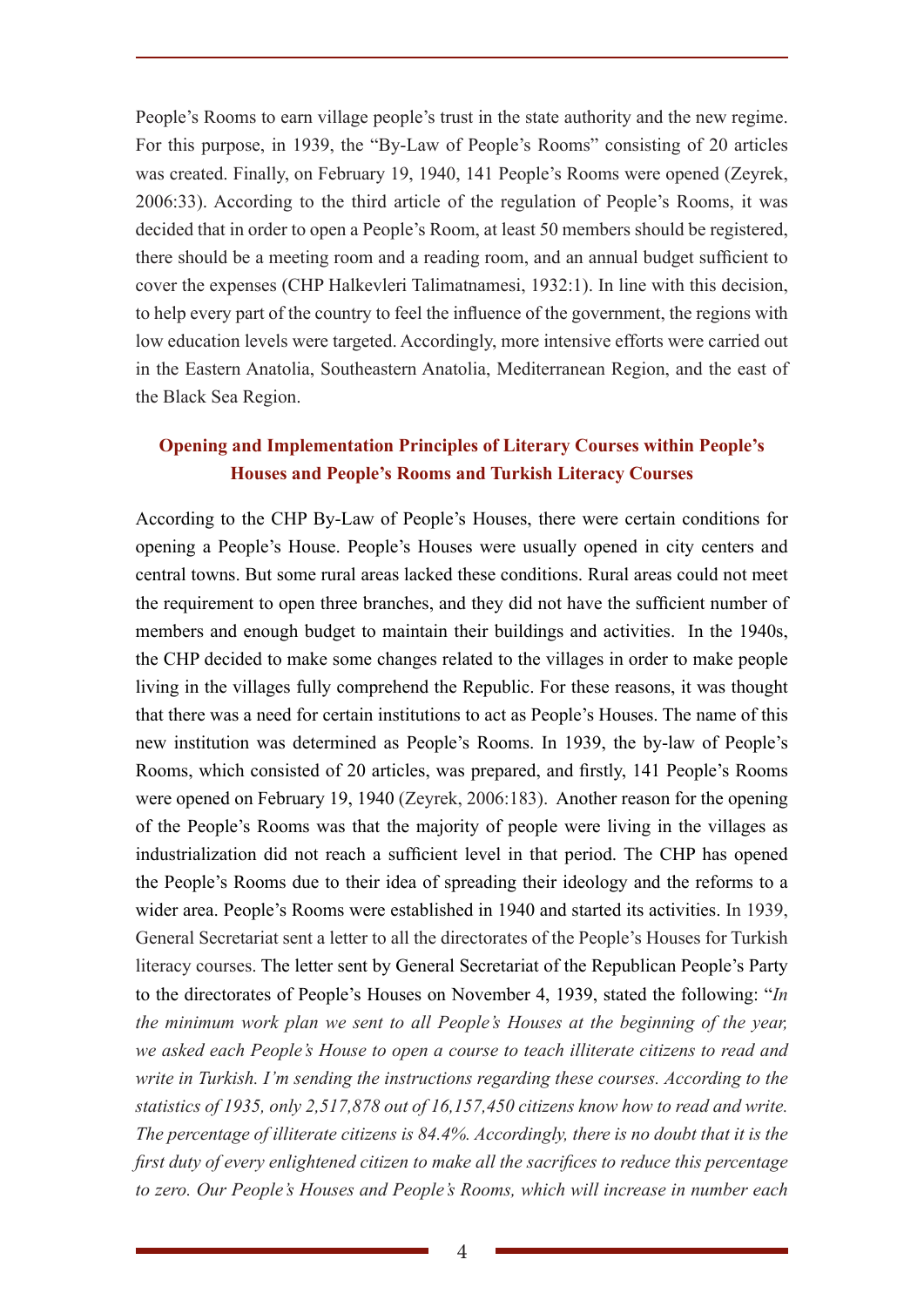People's Rooms to earn village people's trust in the state authority and the new regime. For this purpose, in 1939, the "By-Law of People's Rooms" consisting of 20 articles was created. Finally, on February 19, 1940, 141 People's Rooms were opened (Zeyrek, 2006:33). According to the third article of the regulation of People's Rooms, it was decided that in order to open a People's Room, at least 50 members should be registered, there should be a meeting room and a reading room, and an annual budget sufficient to cover the expenses (CHP Halkevleri Talimatnamesi, 1932:1). In line with this decision, to help every part of the country to feel the influence of the government, the regions with low education levels were targeted. Accordingly, more intensive efforts were carried out in the Eastern Anatolia, Southeastern Anatolia, Mediterranean Region, and the east of the Black Sea Region.

## Opening and Implementation Principles of Literary Courses within People's Houses and People's Rooms and Turkish Literacy Courses

According to the CHP By-Law of People's Houses, there were certain conditions for opening a People's House. People's Houses were usually opened in city centers and central towns. But some rural areas lacked these conditions. Rural areas could not meet the requirement to open three branches, and they did not have the sufficient number of members and enough budget to maintain their buildings and activities. In the 1940s, the CHP decided to make some changes related to the villages in order to make people living in the villages fully comprehend the Republic. For these reasons, it was thought that there was a need for certain institutions to act as People's Houses. The name of this new institution was determined as People's Rooms. In 1939, the by-law of People's Rooms, which consisted of 20 articles, was prepared, and firstly, 141 People's Rooms were opened on February 19, 1940 (Zeyrek, 2006:183). Another reason for the opening of the People's Rooms was that the majority of people were living in the villages as industrialization did not reach a sufficient level in that period. The CHP has opened the People's Rooms due to their idea of spreading their ideology and the reforms to a wider area. People's Rooms were established in 1940 and started its activities. In 1939, General Secretariat sent a letter to all the directorates of the People's Houses for Turkish literacy courses. The letter sent by General Secretariat of the Republican People's Party to the directorates of People's Houses on November 4, 1939, stated the following: "*In the minimum work plan we sent to all People's Houses at the beginning of the year, we asked each People's House to open a course to teach illiterate citizens to read and write in Turkish. I'm sending the instructions regarding these courses. According to the statistics of 1935, only 2,517,878 out of 16,157,450 citizens know how to read and write. The percentage of illiterate citizens is 84.4%. Accordingly, there is no doubt that it is the first duty of every enlightened citizen to make all the sacrifices to reduce this percentage to zero. Our People's Houses and People's Rooms, which will increase in number each*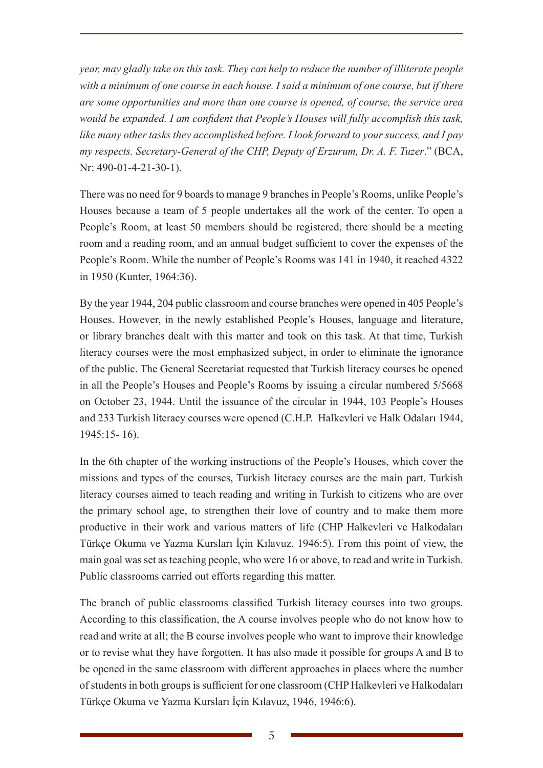*year, may gladly take on this task. They can help to reduce the number of illiterate people with a minimum of one course in each house. I said a minimum of one course, but if there are some opportunities and more than one course is opened, of course, the service area would be expanded. I am confident that People's Houses will fully accomplish this task, like many other tasks they accomplished before. I look forward to your success, and I pay my respects. Secretary-General of the CHP, Deputy of Erzurum, Dr. A. F. Tuzer*." (BCA, Nr: 490-01-4-21-30-1).

There was no need for 9 boards to manage 9 branches in People's Rooms, unlike People's Houses because a team of 5 people undertakes all the work of the center. To open a People's Room, at least 50 members should be registered, there should be a meeting room and a reading room, and an annual budget sufficient to cover the expenses of the People's Room. While the number of People's Rooms was 141 in 1940, it reached 4322 in 1950 (Kunter, 1964:36).

By the year 1944, 204 public classroom and course branches were opened in 405 People's Houses. However, in the newly established People's Houses, language and literature, or library branches dealt with this matter and took on this task. At that time, Turkish literacy courses were the most emphasized subject, in order to eliminate the ignorance of the public. The General Secretariat requested that Turkish literacy courses be opened in all the People's Houses and People's Rooms by issuing a circular numbered 5/5668 on October 23, 1944. Until the issuance of the circular in 1944, 103 People's Houses and 233 Turkish literacy courses were opened (C.H.P. Halkevleri ve Halk Odaları 1944, 1945:15- 16).

In the 6th chapter of the working instructions of the People's Houses, which cover the missions and types of the courses, Turkish literacy courses are the main part. Turkish literacy courses aimed to teach reading and writing in Turkish to citizens who are over the primary school age, to strengthen their love of country and to make them more productive in their work and various matters of life (CHP Halkevleri ve Halkodaları Türkçe Okuma ve Yazma Kursları İçin Kılavuz, 1946:5). From this point of view, the main goal was set as teaching people, who were 16 or above, to read and write in Turkish. Public classrooms carried out efforts regarding this matter.

The branch of public classrooms classified Turkish literacy courses into two groups. According to this classification, the A course involves people who do not know how to read and write at all; the B course involves people who want to improve their knowledge or to revise what they have forgotten. It has also made it possible for groups A and B to be opened in the same classroom with different approaches in places where the number of students in both groups is sufficient for one classroom (CHP Halkevleri ve Halkodaları Türkçe Okuma ve Yazma Kursları İçin Kılavuz, 1946, 1946:6).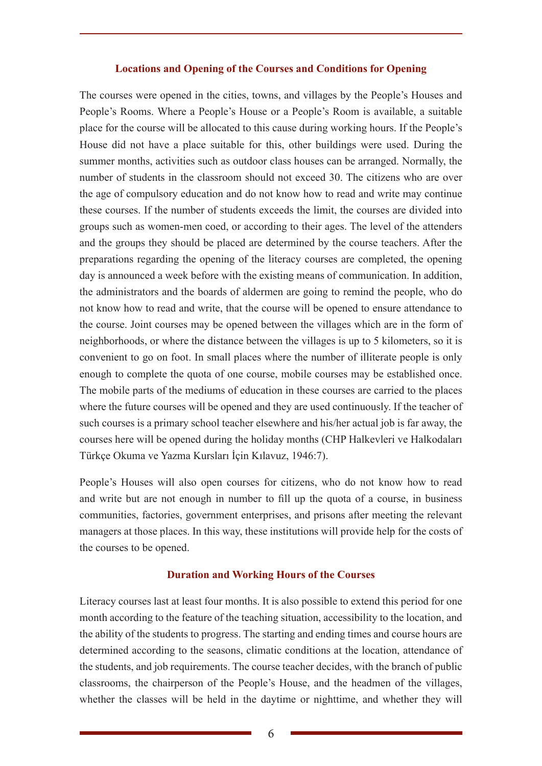### Locations and Opening of the Courses and Conditions for Opening

The courses were opened in the cities, towns, and villages by the People's Houses and People's Rooms. Where a People's House or a People's Room is available, a suitable place for the course will be allocated to this cause during working hours. If the People's House did not have a place suitable for this, other buildings were used. During the summer months, activities such as outdoor class houses can be arranged. Normally, the number of students in the classroom should not exceed 30. The citizens who are over the age of compulsory education and do not know how to read and write may continue these courses. If the number of students exceeds the limit, the courses are divided into groups such as women-men coed, or according to their ages. The level of the attenders and the groups they should be placed are determined by the course teachers. After the preparations regarding the opening of the literacy courses are completed, the opening day is announced a week before with the existing means of communication. In addition, the administrators and the boards of aldermen are going to remind the people, who do not know how to read and write, that the course will be opened to ensure attendance to the course. Joint courses may be opened between the villages which are in the form of neighborhoods, or where the distance between the villages is up to 5 kilometers, so it is convenient to go on foot. In small places where the number of illiterate people is only enough to complete the quota of one course, mobile courses may be established once. The mobile parts of the mediums of education in these courses are carried to the places where the future courses will be opened and they are used continuously. If the teacher of such courses is a primary school teacher elsewhere and his/her actual job is far away, the courses here will be opened during the holiday months (CHP Halkevleri ve Halkodaları Türkçe Okuma ve Yazma Kursları İçin Kılavuz, 1946:7).

People's Houses will also open courses for citizens, who do not know how to read and write but are not enough in number to fill up the quota of a course, in business communities, factories, government enterprises, and prisons after meeting the relevant managers at those places. In this way, these institutions will provide help for the costs of the courses to be opened.

### Duration and Working Hours of the Courses

Literacy courses last at least four months. It is also possible to extend this period for one month according to the feature of the teaching situation, accessibility to the location, and the ability of the students to progress. The starting and ending times and course hours are determined according to the seasons, climatic conditions at the location, attendance of the students, and job requirements. The course teacher decides, with the branch of public classrooms, the chairperson of the People's House, and the headmen of the villages, whether the classes will be held in the daytime or nighttime, and whether they will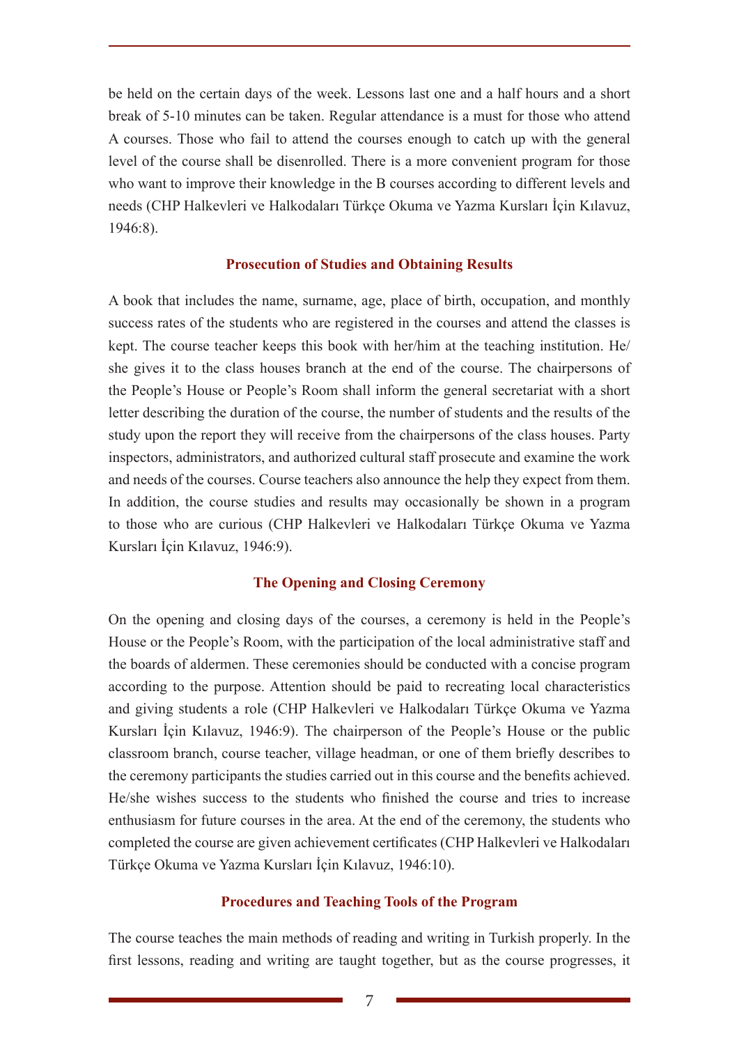be held on the certain days of the week. Lessons last one and a half hours and a short break of 5-10 minutes can be taken. Regular attendance is a must for those who attend A courses. Those who fail to attend the courses enough to catch up with the general level of the course shall be disenrolled. There is a more convenient program for those who want to improve their knowledge in the B courses according to different levels and needs (CHP Halkevleri ve Halkodaları Türkçe Okuma ve Yazma Kursları İçin Kılavuz, 1946:8).

### Prosecution of Studies and Obtaining Results

A book that includes the name, surname, age, place of birth, occupation, and monthly success rates of the students who are registered in the courses and attend the classes is kept. The course teacher keeps this book with her/him at the teaching institution. He/she gives it to the class houses branch at the end of the course. The chairpersons of the People's House or People's Room shall inform the general secretariat with a short letter describing the duration of the course, the number of students and the results of the study upon the report they will receive from the chairpersons of the class houses. Party inspectors, administrators, and authorized cultural staff prosecute and examine the work and needs of the courses. Course teachers also announce the help they expect from them. In addition, the course studies and results may occasionally be shown in a program to those who are curious (CHP Halkevleri ve Halkodaları Türkçe Okuma ve Yazma Kursları İçin Kılavuz, 1946:9).

### The Opening and Closing Ceremony

On the opening and closing days of the courses, a ceremony is held in the People's House or the People's Room, with the participation of the local administrative staff and the boards of aldermen. These ceremonies should be conducted with a concise program according to the purpose. Attention should be paid to recreating local characteristics and giving students a role (CHP Halkevleri ve Halkodaları Türkçe Okuma ve Yazma Kursları İçin Kılavuz, 1946:9). The chairperson of the People's House or the public classroom branch, course teacher, village headman, or one of them briefly describes to the ceremony participants the studies carried out in this course and the benefits achieved. He/she wishes success to the students who finished the course and tries to increase enthusiasm for future courses in the area. At the end of the ceremony, the students who completed the course are given achievement certificates (CHP Halkevleri ve Halkodaları Türkçe Okuma ve Yazma Kursları İçin Kılavuz, 1946:10).

### Procedures and Teaching Tools of the Program

The course teaches the main methods of reading and writing in Turkish properly. In the first lessons, reading and writing are taught together, but as the course progresses, it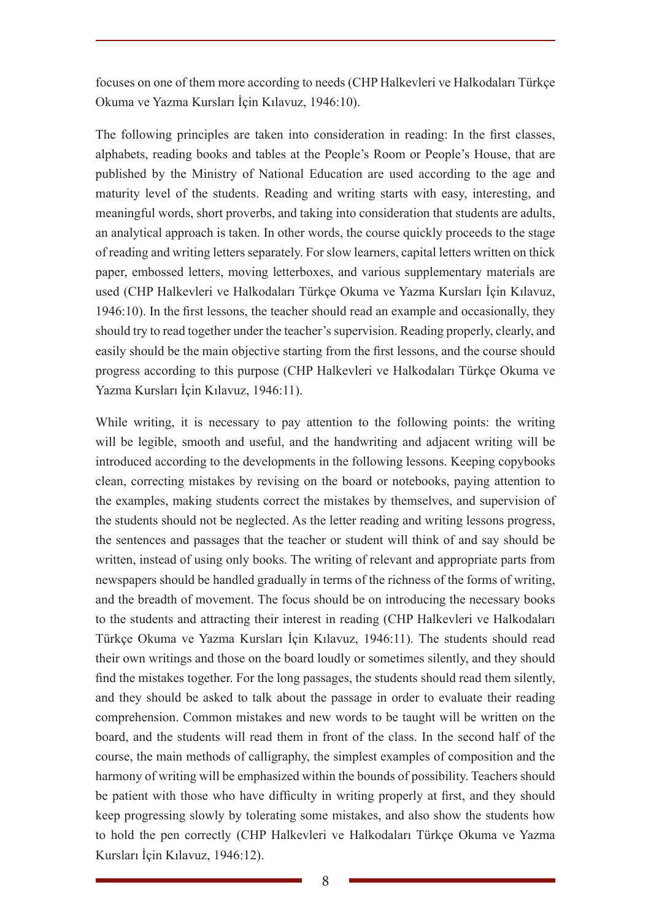focuses on one of them more according to needs (CHP Halkevleri ve Halkodaları Türkçe Okuma ve Yazma Kursları İçin Kılavuz, 1946:10).

The following principles are taken into consideration in reading: In the first classes, alphabets, reading books and tables at the People's Room or People's House, that are published by the Ministry of National Education are used according to the age and maturity level of the students. Reading and writing starts with easy, interesting, and meaningful words, short proverbs, and taking into consideration that students are adults, an analytical approach is taken. In other words, the course quickly proceeds to the stage of reading and writing letters separately. For slow learners, capital letters written on thick paper, embossed letters, moving letterboxes, and various supplementary materials are used (CHP Halkevleri ve Halkodaları Türkçe Okuma ve Yazma Kursları İçin Kılavuz, 1946:10). In the first lessons, the teacher should read an example and occasionally, they should try to read together under the teacher's supervision. Reading properly, clearly, and easily should be the main objective starting from the first lessons, and the course should progress according to this purpose (CHP Halkevleri ve Halkodaları Türkçe Okuma ve Yazma Kursları İçin Kılavuz, 1946:11).

While writing, it is necessary to pay attention to the following points: the writing will be legible, smooth and useful, and the handwriting and adjacent writing will be introduced according to the developments in the following lessons. Keeping copybooks clean, correcting mistakes by revising on the board or notebooks, paying attention to the examples, making students correct the mistakes by themselves, and supervision of the students should not be neglected. As the letter reading and writing lessons progress, the sentences and passages that the teacher or student will think of and say should be written, instead of using only books. The writing of relevant and appropriate parts from newspapers should be handled gradually in terms of the richness of the forms of writing, and the breadth of movement. The focus should be on introducing the necessary books to the students and attracting their interest in reading (CHP Halkevleri ve Halkodaları Türkçe Okuma ve Yazma Kursları İçin Kılavuz, 1946:11). The students should read their own writings and those on the board loudly or sometimes silently, and they should find the mistakes together. For the long passages, the students should read them silently, and they should be asked to talk about the passage in order to evaluate their reading comprehension. Common mistakes and new words to be taught will be written on the board, and the students will read them in front of the class. In the second half of the course, the main methods of calligraphy, the simplest examples of composition and the harmony of writing will be emphasized within the bounds of possibility. Teachers should be patient with those who have difficulty in writing properly at first, and they should keep progressing slowly by tolerating some mistakes, and also show the students how to hold the pen correctly (CHP Halkevleri ve Halkodaları Türkçe Okuma ve Yazma Kursları İçin Kılavuz, 1946:12).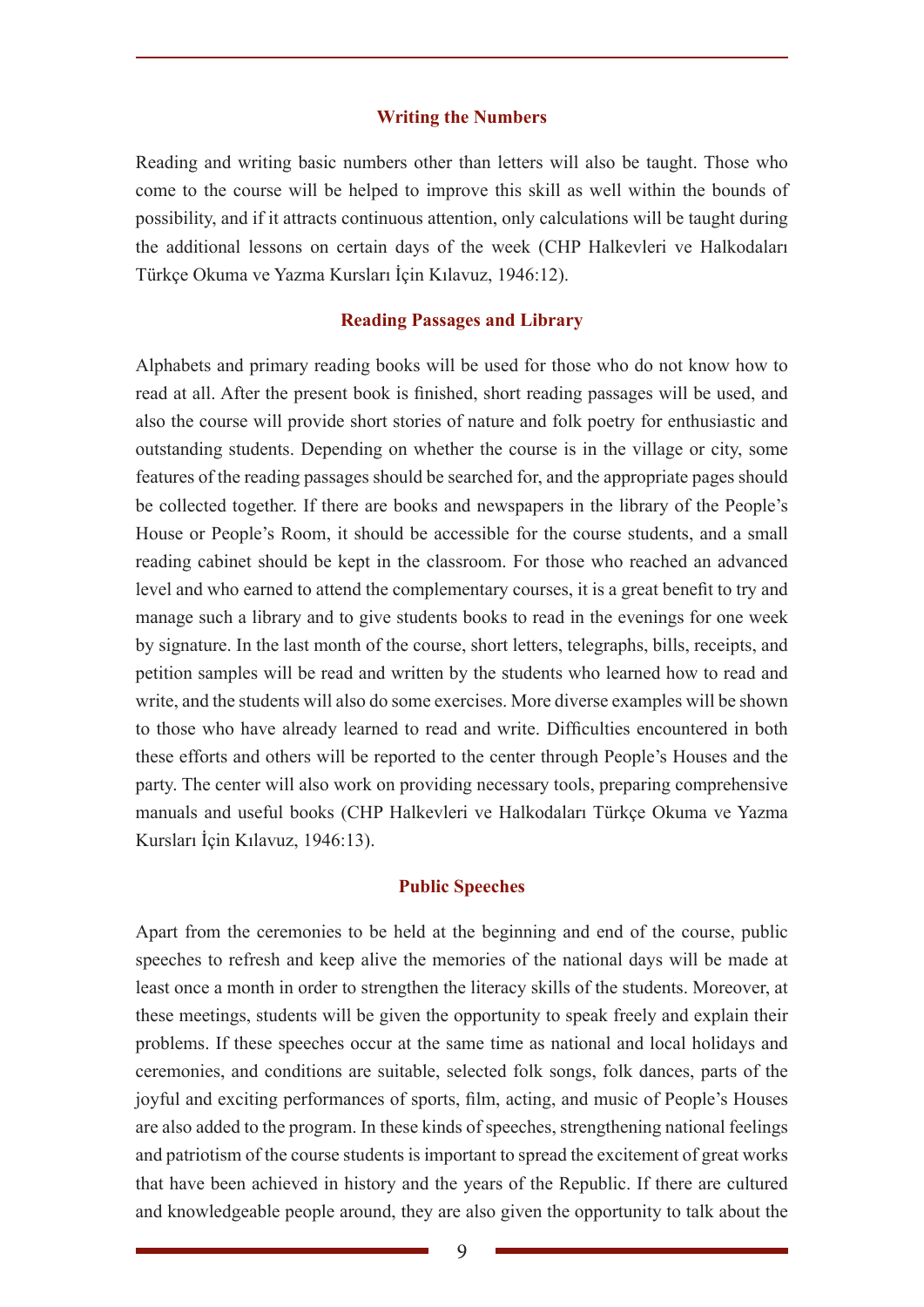### Writing the Numbers

Reading and writing basic numbers other than letters will also be taught. Those who come to the course will be helped to improve this skill as well within the bounds of possibility, and if it attracts continuous attention, only calculations will be taught during the additional lessons on certain days of the week (CHP Halkevleri ve Halkodaları Türkçe Okuma ve Yazma Kursları İçin Kılavuz, 1946:12).

### Reading Passages and Library

Alphabets and primary reading books will be used for those who do not know how to read at all. After the present book is finished, short reading passages will be used, and also the course will provide short stories of nature and folk poetry for enthusiastic and outstanding students. Depending on whether the course is in the village or city, some features of the reading passages should be searched for, and the appropriate pages should be collected together. If there are books and newspapers in the library of the People's House or People's Room, it should be accessible for the course students, and a small reading cabinet should be kept in the classroom. For those who reached an advanced level and who earned to attend the complementary courses, it is a great benefit to try and manage such a library and to give students books to read in the evenings for one week by signature. In the last month of the course, short letters, telegraphs, bills, receipts, and petition samples will be read and written by the students who learned how to read and write, and the students will also do some exercises. More diverse examples will be shown to those who have already learned to read and write. Difficulties encountered in both these efforts and others will be reported to the center through People's Houses and the party. The center will also work on providing necessary tools, preparing comprehensive manuals and useful books (CHP Halkevleri ve Halkodaları Türkçe Okuma ve Yazma Kursları İçin Kılavuz, 1946:13).

### Public Speeches

Apart from the ceremonies to be held at the beginning and end of the course, public speeches to refresh and keep alive the memories of the national days will be made at least once a month in order to strengthen the literacy skills of the students. Moreover, at these meetings, students will be given the opportunity to speak freely and explain their problems. If these speeches occur at the same time as national and local holidays and ceremonies, and conditions are suitable, selected folk songs, folk dances, parts of the joyful and exciting performances of sports, film, acting, and music of People's Houses are also added to the program. In these kinds of speeches, strengthening national feelings and patriotism of the course students is important to spread the excitement of great works that have been achieved in history and the years of the Republic. If there are cultured and knowledgeable people around, they are also given the opportunity to talk about the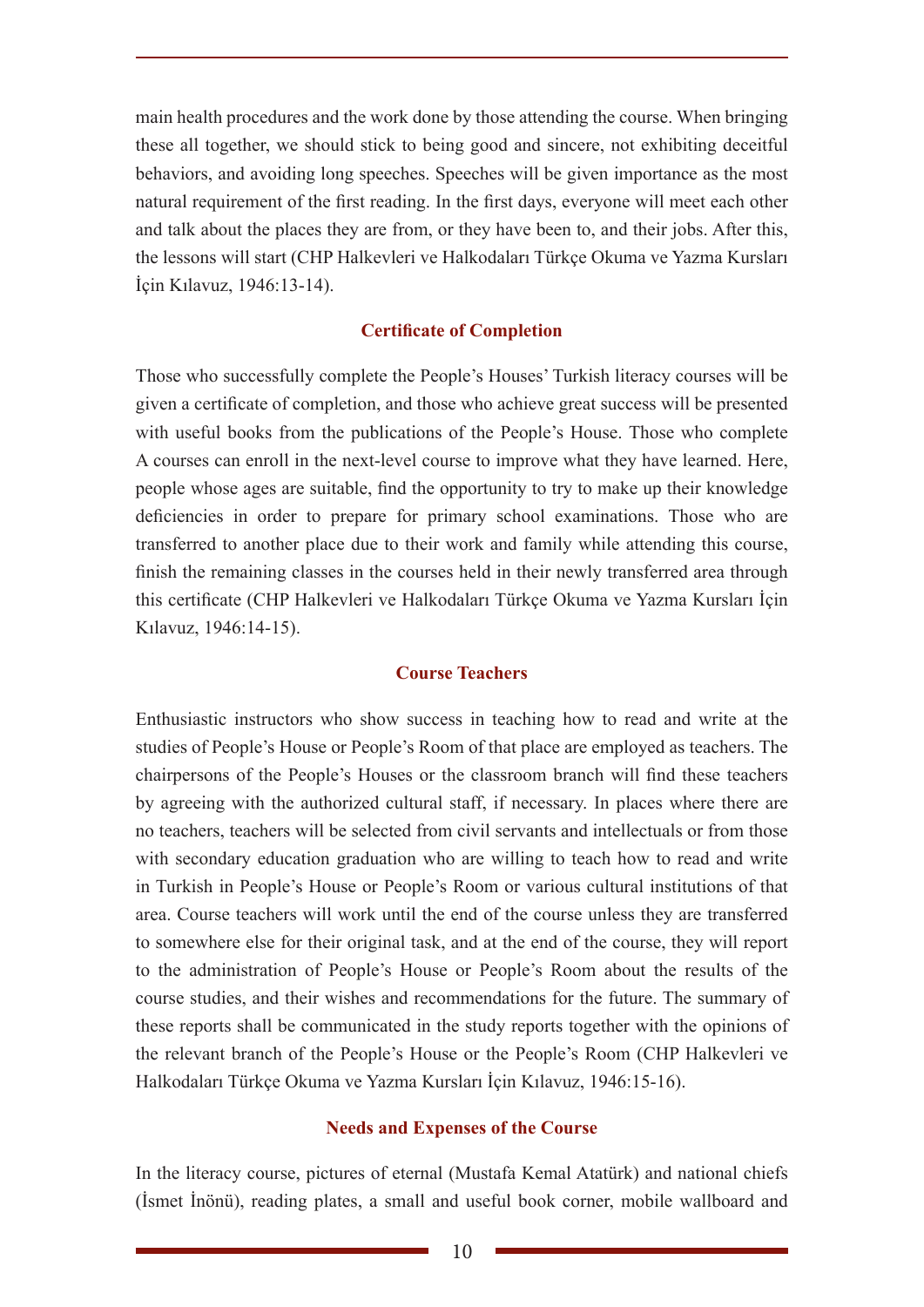main health procedures and the work done by those attending the course. When bringing these all together, we should stick to being good and sincere, not exhibiting deceitful behaviors, and avoiding long speeches. Speeches will be given importance as the most natural requirement of the first reading. In the first days, everyone will meet each other and talk about the places they are from, or they have been to, and their jobs. After this, the lessons will start (CHP Halkevleri ve Halkodaları Türkçe Okuma ve Yazma Kursları İçin Kılavuz, 1946:13-14).

### Certificate of Completion

Those who successfully complete the People's Houses' Turkish literacy courses will be given a certificate of completion, and those who achieve great success will be presented with useful books from the publications of the People's House. Those who complete A courses can enroll in the next-level course to improve what they have learned. Here, people whose ages are suitable, find the opportunity to try to make up their knowledge deficiencies in order to prepare for primary school examinations. Those who are transferred to another place due to their work and family while attending this course, finish the remaining classes in the courses held in their newly transferred area through this certificate (CHP Halkevleri ve Halkodaları Türkçe Okuma ve Yazma Kursları İçin Kılavuz, 1946:14-15).

### Course Teachers

Enthusiastic instructors who show success in teaching how to read and write at the studies of People's House or People's Room of that place are employed as teachers. The chairpersons of the People's Houses or the classroom branch will find these teachers by agreeing with the authorized cultural staff, if necessary. In places where there are no teachers, teachers will be selected from civil servants and intellectuals or from those with secondary education graduation who are willing to teach how to read and write in Turkish in People's House or People's Room or various cultural institutions of that area. Course teachers will work until the end of the course unless they are transferred to somewhere else for their original task, and at the end of the course, they will report to the administration of People's House or People's Room about the results of the course studies, and their wishes and recommendations for the future. The summary of these reports shall be communicated in the study reports together with the opinions of the relevant branch of the People's House or the People's Room (CHP Halkevleri ve Halkodaları Türkçe Okuma ve Yazma Kursları İçin Kılavuz, 1946:15-16).

### Needs and Expenses of the Course

In the literacy course, pictures of eternal (Mustafa Kemal Atatürk) and national chiefs (İsmet İnönü), reading plates, a small and useful book corner, mobile wallboard and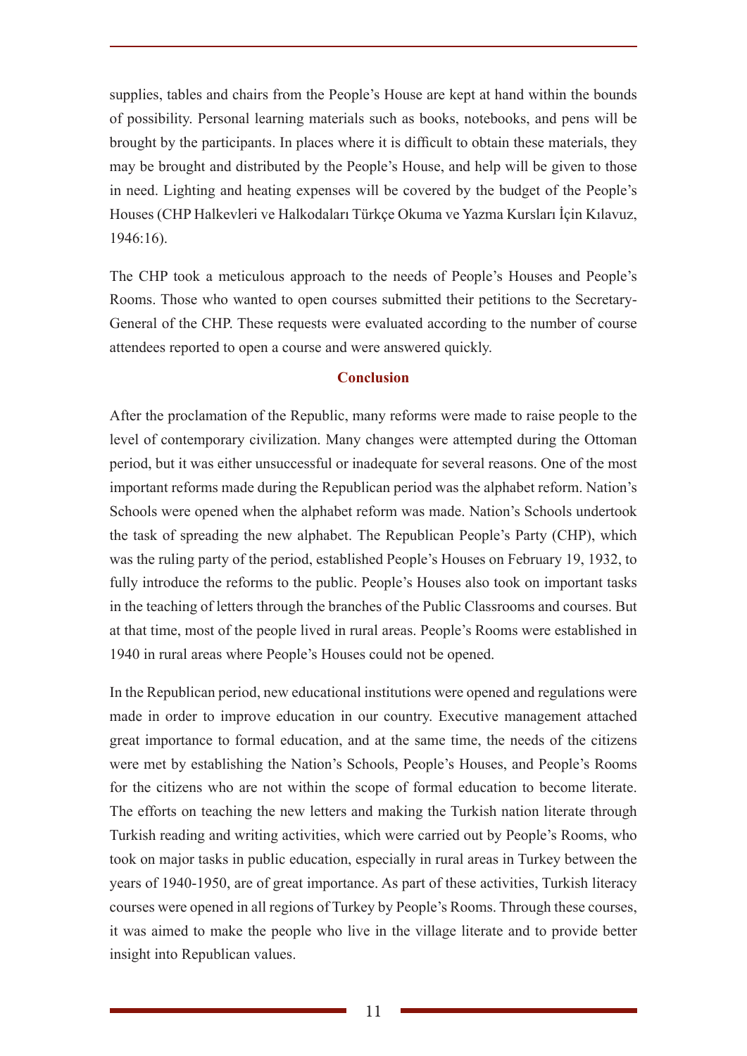supplies, tables and chairs from the People's House are kept at hand within the bounds of possibility. Personal learning materials such as books, notebooks, and pens will be brought by the participants. In places where it is difficult to obtain these materials, they may be brought and distributed by the People's House, and help will be given to those in need. Lighting and heating expenses will be covered by the budget of the People's Houses (CHP Halkevleri ve Halkodaları Türkçe Okuma ve Yazma Kursları İçin Kılavuz, 1946:16).

The CHP took a meticulous approach to the needs of People's Houses and People's Rooms. Those who wanted to open courses submitted their petitions to the Secretary-General of the CHP. These requests were evaluated according to the number of course attendees reported to open a course and were answered quickly.

## Conclusion

After the proclamation of the Republic, many reforms were made to raise people to the level of contemporary civilization. Many changes were attempted during the Ottoman period, but it was either unsuccessful or inadequate for several reasons. One of the most important reforms made during the Republican period was the alphabet reform. Nation's Schools were opened when the alphabet reform was made. Nation's Schools undertook the task of spreading the new alphabet. The Republican People's Party (CHP), which was the ruling party of the period, established People's Houses on February 19, 1932, to fully introduce the reforms to the public. People's Houses also took on important tasks in the teaching of letters through the branches of the Public Classrooms and courses. But at that time, most of the people lived in rural areas. People's Rooms were established in 1940 in rural areas where People's Houses could not be opened.

In the Republican period, new educational institutions were opened and regulations were made in order to improve education in our country. Executive management attached great importance to formal education, and at the same time, the needs of the citizens were met by establishing the Nation's Schools, People's Houses, and People's Rooms for the citizens who are not within the scope of formal education to become literate. The efforts on teaching the new letters and making the Turkish nation literate through Turkish reading and writing activities, which were carried out by People's Rooms, who took on major tasks in public education, especially in rural areas in Turkey between the years of 1940-1950, are of great importance. As part of these activities, Turkish literacy courses were opened in all regions of Turkey by People's Rooms. Through these courses, it was aimed to make the people who live in the village literate and to provide better insight into Republican values.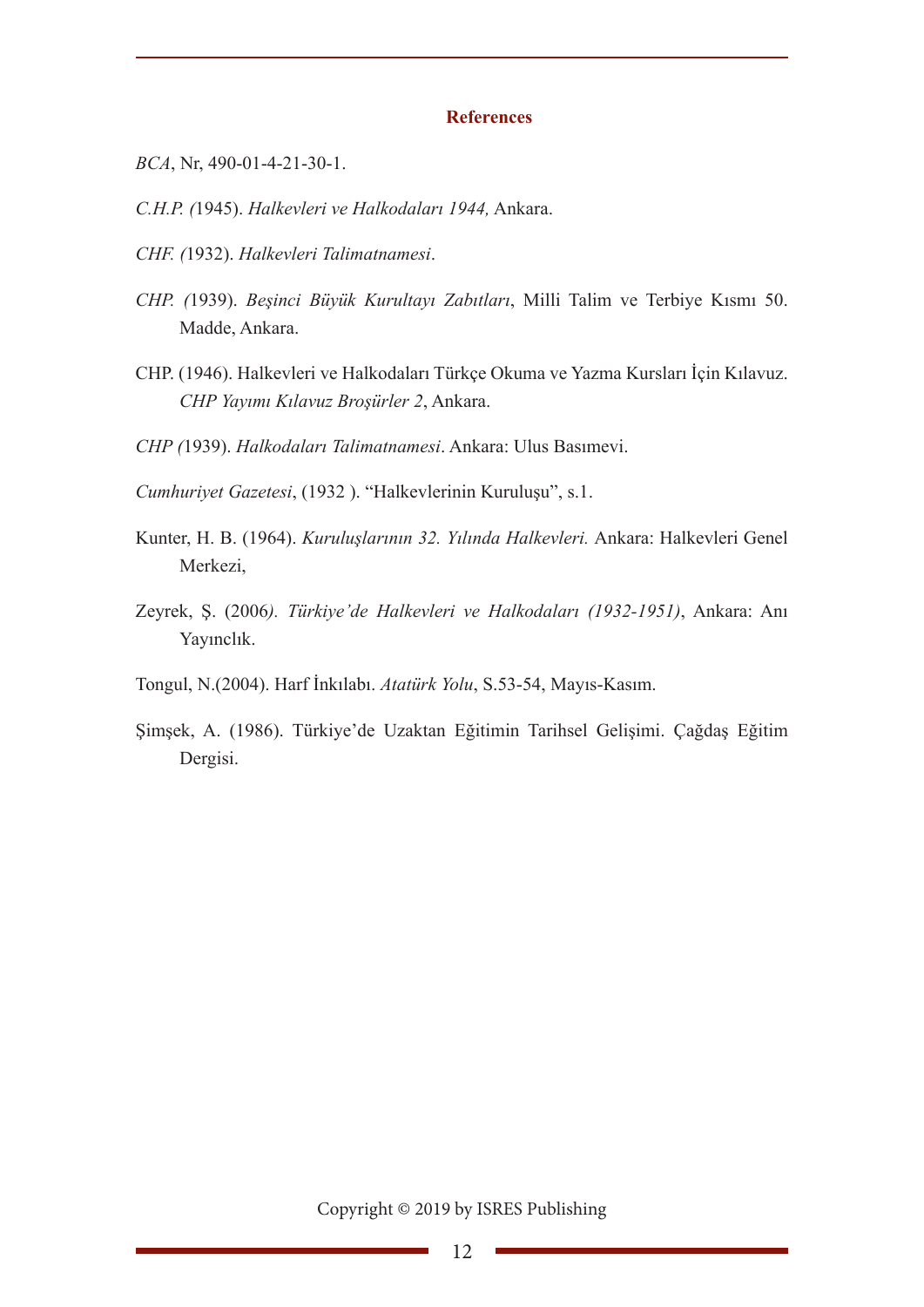## References

*BCA*, Nr, 490-01-4-21-30-1.

*C.H.P. (*1945). *Halkevleri ve Halkodaları 1944,* Ankara.

*CHF. (*1932). *Halkevleri Talimatnamesi*.

*CHP. (*1939). *Beşinci Büyük Kurultayı Zabıtları*, Milli Talim ve Terbiye Kısmı 50. Madde, Ankara.

CHP. (1946). Halkevleri ve Halkodaları Türkçe Okuma ve Yazma Kursları İçin Kılavuz. *CHP Yayımı Kılavuz Broşürler 2*, Ankara.

*CHP (*1939). *Halkodaları Talimatnamesi*. Ankara: Ulus Basımevi.

*Cumhuriyet Gazetesi*, (1932 ). "Halkevlerinin Kuruluşu", s.1.

Kunter, H. B. (1964). *Kuruluşlarının 32. Yılında Halkevleri.* Ankara: Halkevleri Genel Merkezi,

Zeyrek, Ş. (2006*). Türkiye'de Halkevleri ve Halkodaları (1932-1951)*, Ankara: Anı Yayınclık.

Tongul, N.(2004). Harf İnkılabı. *Atatürk Yolu*, S.53-54, Mayıs-Kasım.

Şimşek, A. (1986). Türkiye'de Uzaktan Eğitimin Tarihsel Gelişimi. Çağdaş Eğitim Dergisi.

Copyright © 2019 by ISRES Publishing